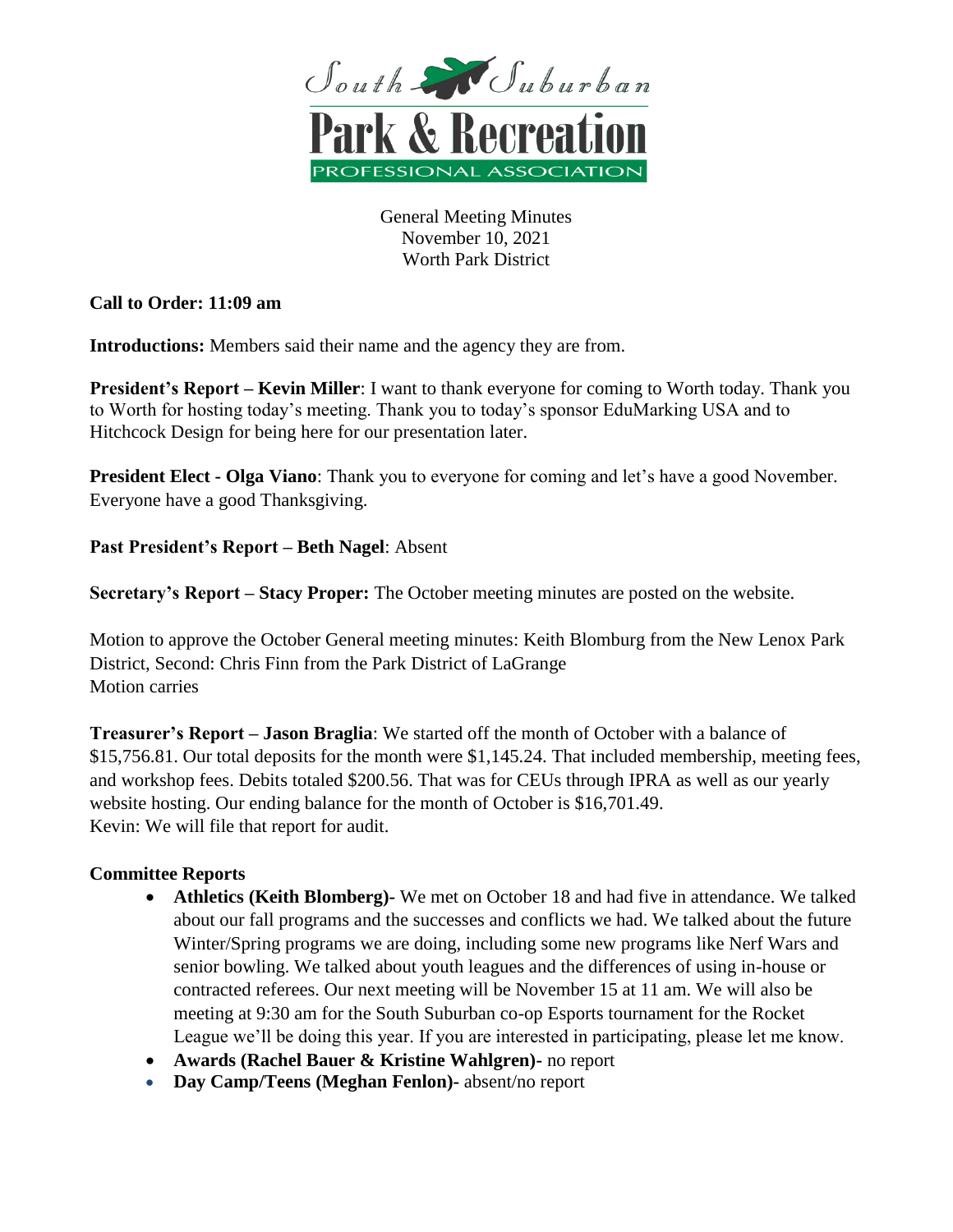South Suburban
Park & Recreation
PROFESSIONAL ASSOCIATION

General Meeting Minutes
November 10, 2021
Worth Park District

**Call to Order: 11:09 am**

**Introductions:** Members said their name and the agency they are from.

**President's Report – Kevin Miller**: I want to thank everyone for coming to Worth today. Thank you to Worth for hosting today's meeting. Thank you to today's sponsor EduMarking USA and to Hitchcock Design for being here for our presentation later.

**President Elect - Olga Viano**: Thank you to everyone for coming and let's have a good November. Everyone have a good Thanksgiving.

**Past President's Report – Beth Nagel**: Absent

**Secretary's Report – Stacy Proper:** The October meeting minutes are posted on the website.

Motion to approve the October General meeting minutes: Keith Blomburg from the New Lenox Park District, Second: Chris Finn from the Park District of LaGrange
Motion carries

**Treasurer's Report – Jason Braglia**: We started off the month of October with a balance of $15,756.81. Our total deposits for the month were $1,145.24. That included membership, meeting fees, and workshop fees. Debits totaled $200.56. That was for CEUs through IPRA as well as our yearly website hosting. Our ending balance for the month of October is $16,701.49.
Kevin: We will file that report for audit.

**Committee Reports**

- **Athletics (Keith Blomberg)-** We met on October 18 and had five in attendance. We talked about our fall programs and the successes and conflicts we had. We talked about the future Winter/Spring programs we are doing, including some new programs like Nerf Wars and senior bowling. We talked about youth leagues and the differences of using in-house or contracted referees. Our next meeting will be November 15 at 11 am. We will also be meeting at 9:30 am for the South Suburban co-op Esports tournament for the Rocket League we'll be doing this year. If you are interested in participating, please let me know.
- **Awards (Rachel Bauer & Kristine Wahlgren)-** no report
- **Day Camp/Teens (Meghan Fenlon)-** absent/no report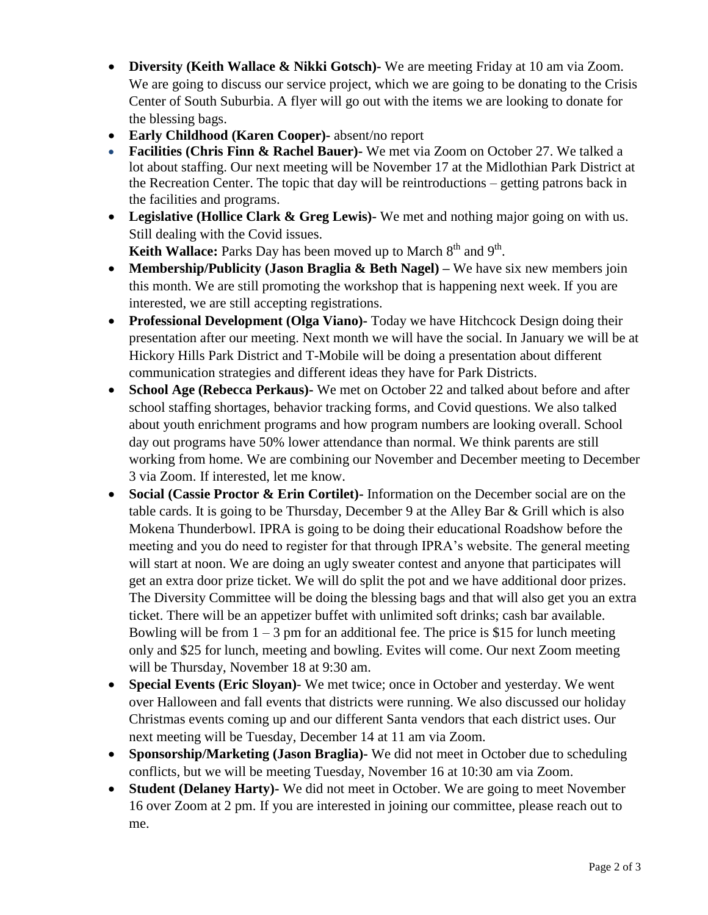- **Diversity (Keith Wallace & Nikki Gotsch)-** We are meeting Friday at 10 am via Zoom. We are going to discuss our service project, which we are going to be donating to the Crisis Center of South Suburbia. A flyer will go out with the items we are looking to donate for the blessing bags.
- **Early Childhood (Karen Cooper)-** absent/no report
- **Facilities (Chris Finn & Rachel Bauer)-** We met via Zoom on October 27. We talked a lot about staffing. Our next meeting will be November 17 at the Midlothian Park District at the Recreation Center. The topic that day will be reintroductions – getting patrons back in the facilities and programs.
- **Legislative (Hollice Clark & Greg Lewis)-** We met and nothing major going on with us. Still dealing with the Covid issues.
  **Keith Wallace:** Parks Day has been moved up to March 8th and 9th.
- **Membership/Publicity (Jason Braglia & Beth Nagel) –** We have six new members join this month. We are still promoting the workshop that is happening next week. If you are interested, we are still accepting registrations.
- **Professional Development (Olga Viano)-** Today we have Hitchcock Design doing their presentation after our meeting. Next month we will have the social. In January we will be at Hickory Hills Park District and T-Mobile will be doing a presentation about different communication strategies and different ideas they have for Park Districts.
- **School Age (Rebecca Perkaus)-** We met on October 22 and talked about before and after school staffing shortages, behavior tracking forms, and Covid questions. We also talked about youth enrichment programs and how program numbers are looking overall. School day out programs have 50% lower attendance than normal. We think parents are still working from home. We are combining our November and December meeting to December 3 via Zoom. If interested, let me know.
- **Social (Cassie Proctor & Erin Cortilet)-** Information on the December social are on the table cards. It is going to be Thursday, December 9 at the Alley Bar & Grill which is also Mokena Thunderbowl. IPRA is going to be doing their educational Roadshow before the meeting and you do need to register for that through IPRA's website. The general meeting will start at noon. We are doing an ugly sweater contest and anyone that participates will get an extra door prize ticket. We will do split the pot and we have additional door prizes. The Diversity Committee will be doing the blessing bags and that will also get you an extra ticket. There will be an appetizer buffet with unlimited soft drinks; cash bar available. Bowling will be from 1 – 3 pm for an additional fee. The price is $15 for lunch meeting only and $25 for lunch, meeting and bowling. Evites will come. Our next Zoom meeting will be Thursday, November 18 at 9:30 am.
- **Special Events (Eric Sloyan)-** We met twice; once in October and yesterday. We went over Halloween and fall events that districts were running. We also discussed our holiday Christmas events coming up and our different Santa vendors that each district uses. Our next meeting will be Tuesday, December 14 at 11 am via Zoom.
- **Sponsorship/Marketing (Jason Braglia)-** We did not meet in October due to scheduling conflicts, but we will be meeting Tuesday, November 16 at 10:30 am via Zoom.
- **Student (Delaney Harty)-** We did not meet in October. We are going to meet November 16 over Zoom at 2 pm. If you are interested in joining our committee, please reach out to me.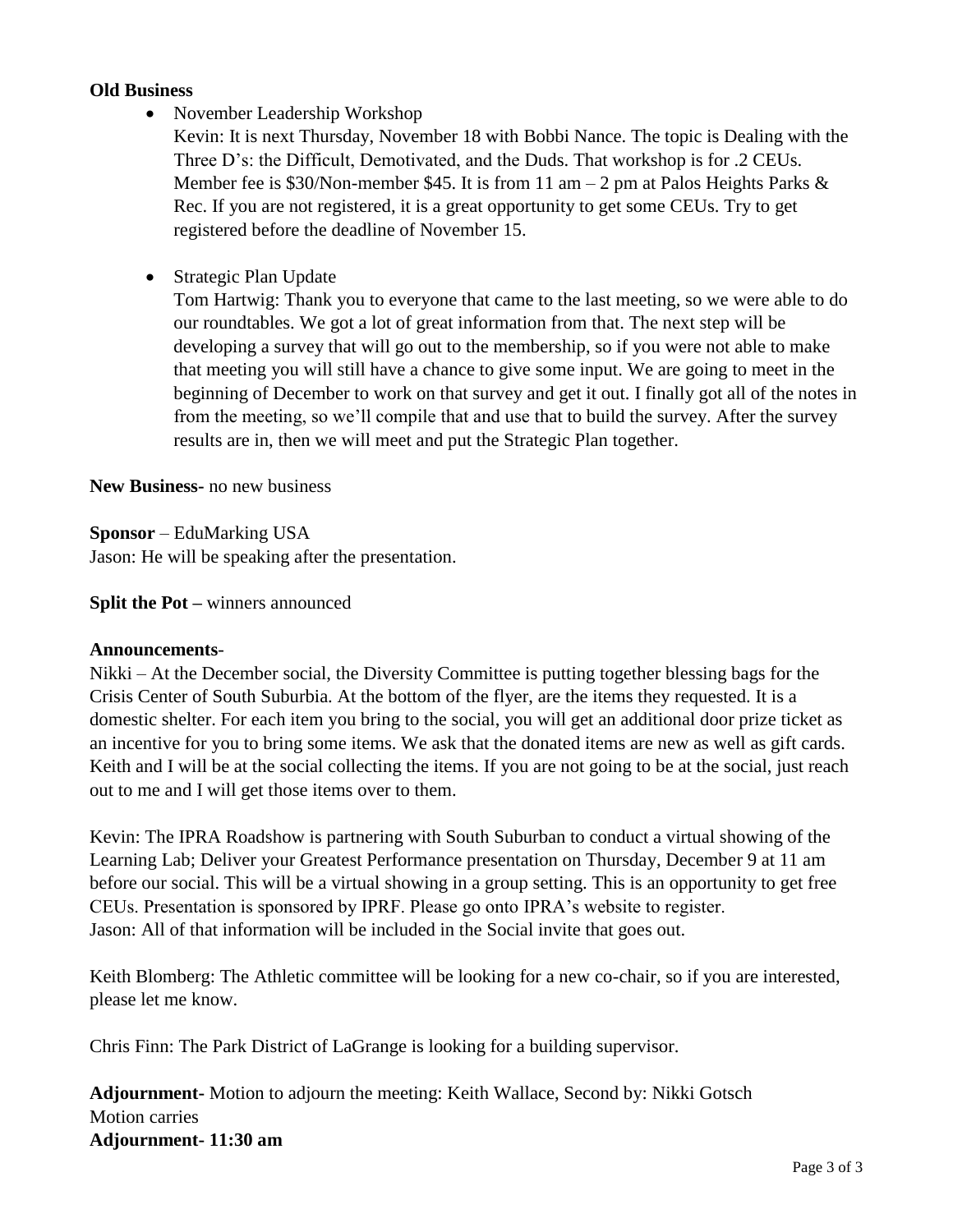**Old Business**

- November Leadership Workshop
  Kevin: It is next Thursday, November 18 with Bobbi Nance. The topic is Dealing with the Three D's: the Difficult, Demotivated, and the Duds. That workshop is for .2 CEUs. Member fee is $30/Non-member $45. It is from 11 am – 2 pm at Palos Heights Parks & Rec. If you are not registered, it is a great opportunity to get some CEUs. Try to get registered before the deadline of November 15.

- Strategic Plan Update
  Tom Hartwig: Thank you to everyone that came to the last meeting, so we were able to do our roundtables. We got a lot of great information from that. The next step will be developing a survey that will go out to the membership, so if you were not able to make that meeting you will still have a chance to give some input. We are going to meet in the beginning of December to work on that survey and get it out. I finally got all of the notes in from the meeting, so we'll compile that and use that to build the survey. After the survey results are in, then we will meet and put the Strategic Plan together.

**New Business-** no new business

**Sponsor** – EduMarking USA
Jason: He will be speaking after the presentation.

**Split the Pot –** winners announced

**Announcements**-
Nikki – At the December social, the Diversity Committee is putting together blessing bags for the Crisis Center of South Suburbia. At the bottom of the flyer, are the items they requested. It is a domestic shelter. For each item you bring to the social, you will get an additional door prize ticket as an incentive for you to bring some items. We ask that the donated items are new as well as gift cards. Keith and I will be at the social collecting the items. If you are not going to be at the social, just reach out to me and I will get those items over to them.

Kevin: The IPRA Roadshow is partnering with South Suburban to conduct a virtual showing of the Learning Lab; Deliver your Greatest Performance presentation on Thursday, December 9 at 11 am before our social. This will be a virtual showing in a group setting. This is an opportunity to get free CEUs. Presentation is sponsored by IPRF. Please go onto IPRA's website to register.
Jason: All of that information will be included in the Social invite that goes out.

Keith Blomberg: The Athletic committee will be looking for a new co-chair, so if you are interested, please let me know.

Chris Finn: The Park District of LaGrange is looking for a building supervisor.

**Adjournment-** Motion to adjourn the meeting: Keith Wallace, Second by: Nikki Gotsch
Motion carries
**Adjournment- 11:30 am**